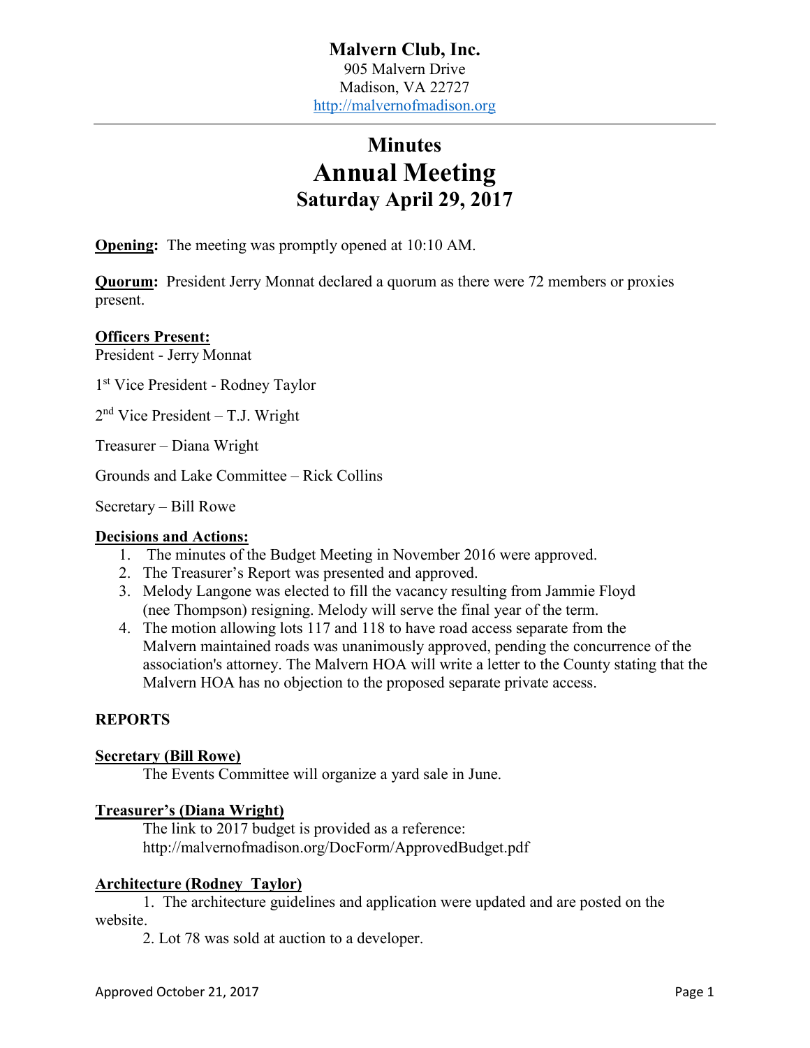**Malvern Club, Inc.**

905 Malvern Drive
Madison, VA 22727
http://malvernofmadison.org

---

# Minutes

# Annual Meeting

## Saturday April 29, 2017

**Opening:** The meeting was promptly opened at 10:10 AM.

**Quorum:** President Jerry Monnat declared a quorum as there were 72 members or proxies present.

**Officers Present:**

President - Jerry Monnat

1st Vice President - Rodney Taylor

2nd Vice President – T.J. Wright

Treasurer – Diana Wright

Grounds and Lake Committee – Rick Collins

Secretary – Bill Rowe

**Decisions and Actions:**

1. The minutes of the Budget Meeting in November 2016 were approved.
2. The Treasurer's Report was presented and approved.
3. Melody Langone was elected to fill the vacancy resulting from Jammie Floyd (nee Thompson) resigning. Melody will serve the final year of the term.
4. The motion allowing lots 117 and 118 to have road access separate from the Malvern maintained roads was unanimously approved, pending the concurrence of the association's attorney. The Malvern HOA will write a letter to the County stating that the Malvern HOA has no objection to the proposed separate private access.

**REPORTS**

**Secretary (Bill Rowe)**

The Events Committee will organize a yard sale in June.

**Treasurer's (Diana Wright)**

The link to 2017 budget is provided as a reference:
http://malvernofmadison.org/DocForm/ApprovedBudget.pdf

**Architecture (Rodney Taylor)**

1. The architecture guidelines and application were updated and are posted on the website.
2. Lot 78 was sold at auction to a developer.

Approved October 21, 2017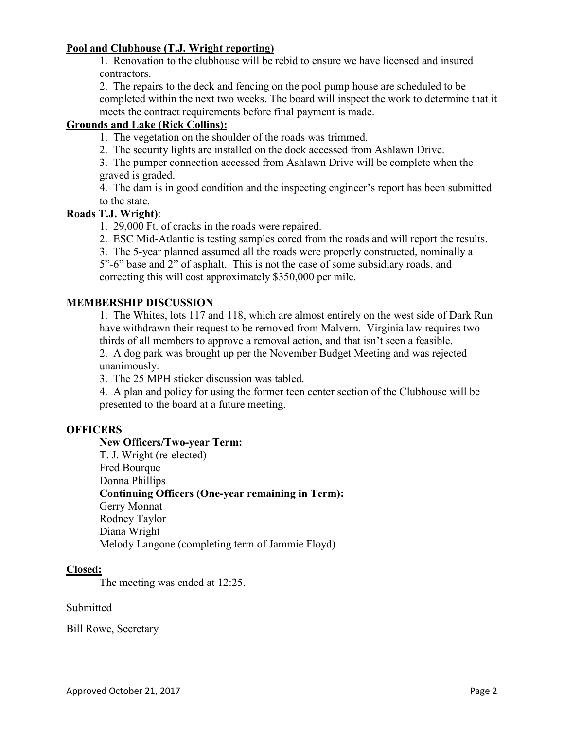**Pool and Clubhouse (T.J. Wright reporting)**

1. Renovation to the clubhouse will be rebid to ensure we have licensed and insured contractors.
2. The repairs to the deck and fencing on the pool pump house are scheduled to be completed within the next two weeks. The board will inspect the work to determine that it meets the contract requirements before final payment is made.

**Grounds and Lake (Rick Collins):**

1. The vegetation on the shoulder of the roads was trimmed.
2. The security lights are installed on the dock accessed from Ashlawn Drive.
3. The pumper connection accessed from Ashlawn Drive will be complete when the graved is graded.
4. The dam is in good condition and the inspecting engineer's report has been submitted to the state.

**Roads T.J. Wright)**:

1. 29,000 Ft. of cracks in the roads were repaired.
2. ESC Mid-Atlantic is testing samples cored from the roads and will report the results.
3. The 5-year planned assumed all the roads were properly constructed, nominally a 5"-6" base and 2" of asphalt. This is not the case of some subsidiary roads, and correcting this will cost approximately $350,000 per mile.

**MEMBERSHIP DISCUSSION**

1. The Whites, lots 117 and 118, which are almost entirely on the west side of Dark Run have withdrawn their request to be removed from Malvern. Virginia law requires two-thirds of all members to approve a removal action, and that isn't seen a feasible.
2. A dog park was brought up per the November Budget Meeting and was rejected unanimously.
3. The 25 MPH sticker discussion was tabled.
4. A plan and policy for using the former teen center section of the Clubhouse will be presented to the board at a future meeting.

**OFFICERS**

**New Officers/Two-year Term:**
T. J. Wright (re-elected)
Fred Bourque
Donna Phillips

**Continuing Officers (One-year remaining in Term):**
Gerry Monnat
Rodney Taylor
Diana Wright
Melody Langone (completing term of Jammie Floyd)

**Closed:**

The meeting was ended at 12:25.

Submitted

Bill Rowe, Secretary

Approved October 21, 2017